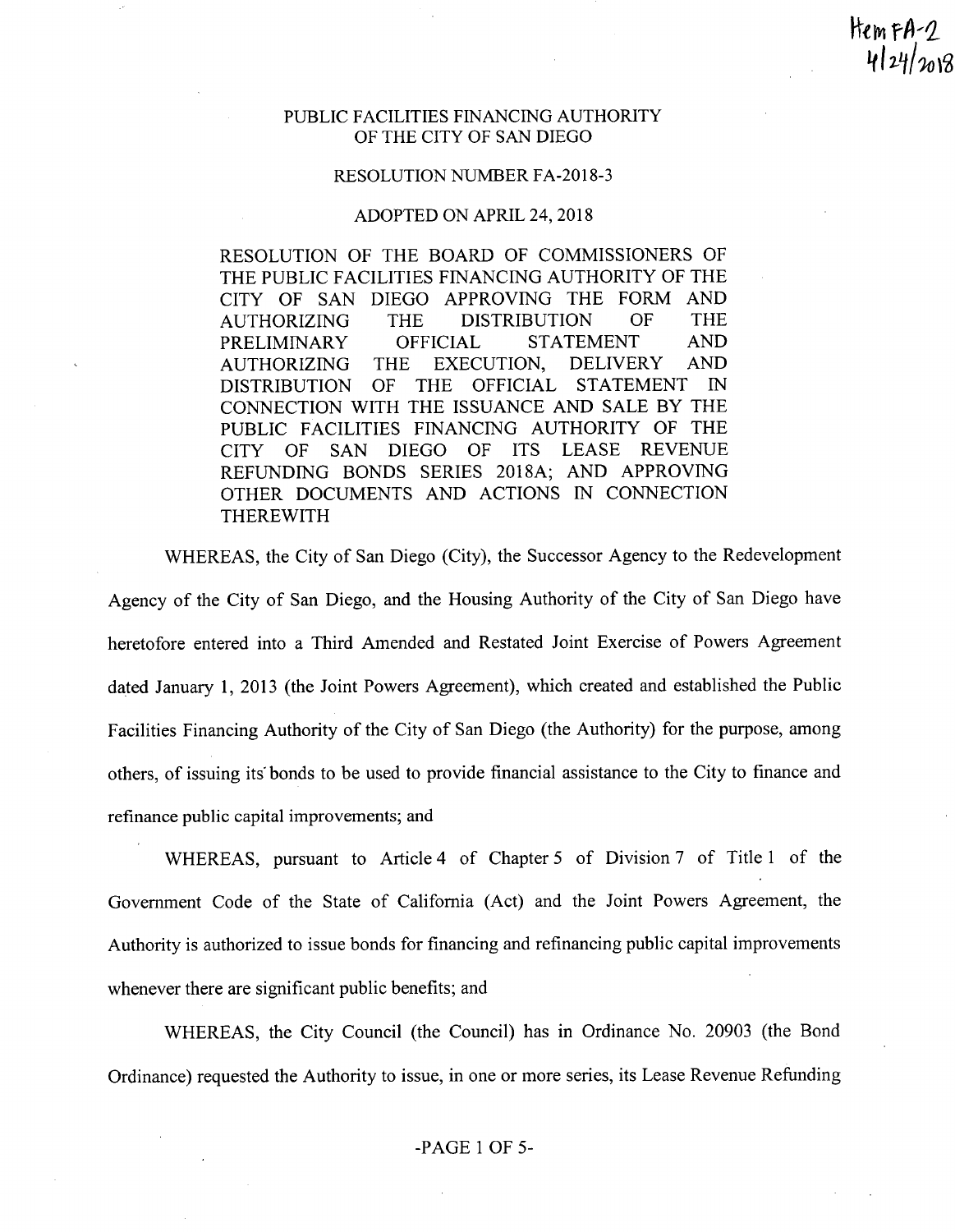Item FA-2
4/24/2018

# PUBLIC FACILITIES FINANCING AUTHORITY OF THE CITY OF SAN DIEGO

## RESOLUTION NUMBER FA-2018-3

## ADOPTED ON APRIL 24, 2018

RESOLUTION OF THE BOARD OF COMMISSIONERS OF THE PUBLIC FACILITIES FINANCING AUTHORITY OF THE CITY OF SAN DIEGO APPROVING THE FORM AND AUTHORIZING THE DISTRIBUTION OF THE PRELIMINARY OFFICIAL STATEMENT AND AUTHORIZING THE EXECUTION, DELIVERY AND DISTRIBUTION OF THE OFFICIAL STATEMENT IN CONNECTION WITH THE ISSUANCE AND SALE BY THE PUBLIC FACILITIES FINANCING AUTHORITY OF THE CITY OF SAN DIEGO OF ITS LEASE REVENUE REFUNDING BONDS SERIES 2018A; AND APPROVING OTHER DOCUMENTS AND ACTIONS IN CONNECTION THEREWITH

WHEREAS, the City of San Diego (City), the Successor Agency to the Redevelopment Agency of the City of San Diego, and the Housing Authority of the City of San Diego have heretofore entered into a Third Amended and Restated Joint Exercise of Powers Agreement dated January 1, 2013 (the Joint Powers Agreement), which created and established the Public Facilities Financing Authority of the City of San Diego (the Authority) for the purpose, among others, of issuing its bonds to be used to provide financial assistance to the City to finance and refinance public capital improvements; and

WHEREAS, pursuant to Article 4 of Chapter 5 of Division 7 of Title 1 of the Government Code of the State of California (Act) and the Joint Powers Agreement, the Authority is authorized to issue bonds for financing and refinancing public capital improvements whenever there are significant public benefits; and

WHEREAS, the City Council (the Council) has in Ordinance No. 20903 (the Bond Ordinance) requested the Authority to issue, in one or more series, its Lease Revenue Refunding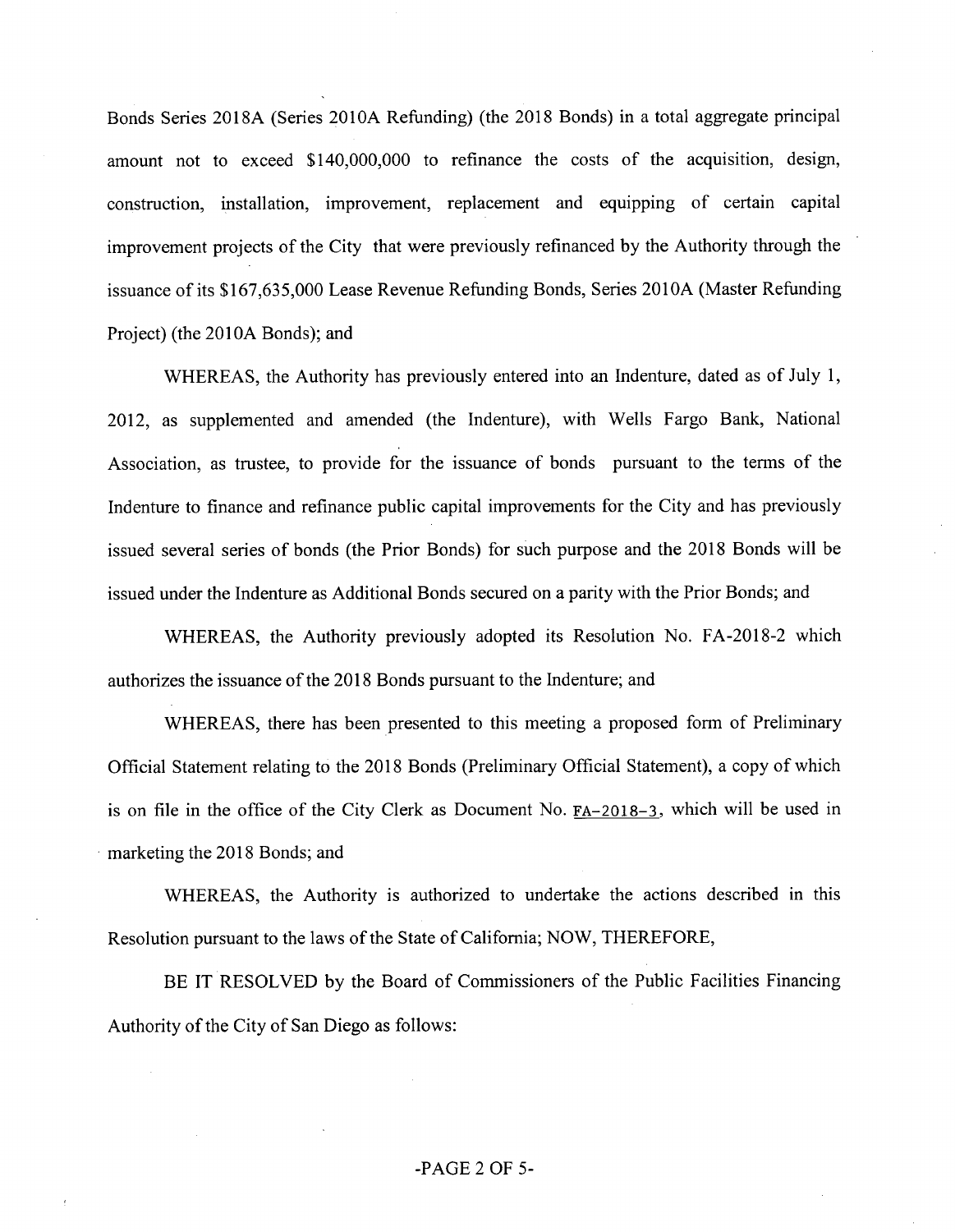Bonds Series 2018A (Series 2010A Refunding) (the 2018 Bonds) in a total aggregate principal amount not to exceed $140,000,000 to refinance the costs of the acquisition, design, construction, installation, improvement, replacement and equipping of certain capital improvement projects of the City that were previously refinanced by the Authority through the issuance of its $167,635,000 Lease Revenue Refunding Bonds, Series 2010A (Master Refunding Project) (the 2010A Bonds); and

WHEREAS, the Authority has previously entered into an Indenture, dated as of July 1, 2012, as supplemented and amended (the Indenture), with Wells Fargo Bank, National Association, as trustee, to provide for the issuance of bonds pursuant to the terms of the Indenture to finance and refinance public capital improvements for the City and has previously issued several series of bonds (the Prior Bonds) for such purpose and the 2018 Bonds will be issued under the Indenture as Additional Bonds secured on a parity with the Prior Bonds; and

WHEREAS, the Authority previously adopted its Resolution No. FA-2018-2 which authorizes the issuance of the 2018 Bonds pursuant to the Indenture; and

WHEREAS, there has been presented to this meeting a proposed form of Preliminary Official Statement relating to the 2018 Bonds (Preliminary Official Statement), a copy of which is on file in the office of the City Clerk as Document No. FA-2018-3, which will be used in marketing the 2018 Bonds; and

WHEREAS, the Authority is authorized to undertake the actions described in this Resolution pursuant to the laws of the State of California; NOW, THEREFORE,

BE IT RESOLVED by the Board of Commissioners of the Public Facilities Financing Authority of the City of San Diego as follows: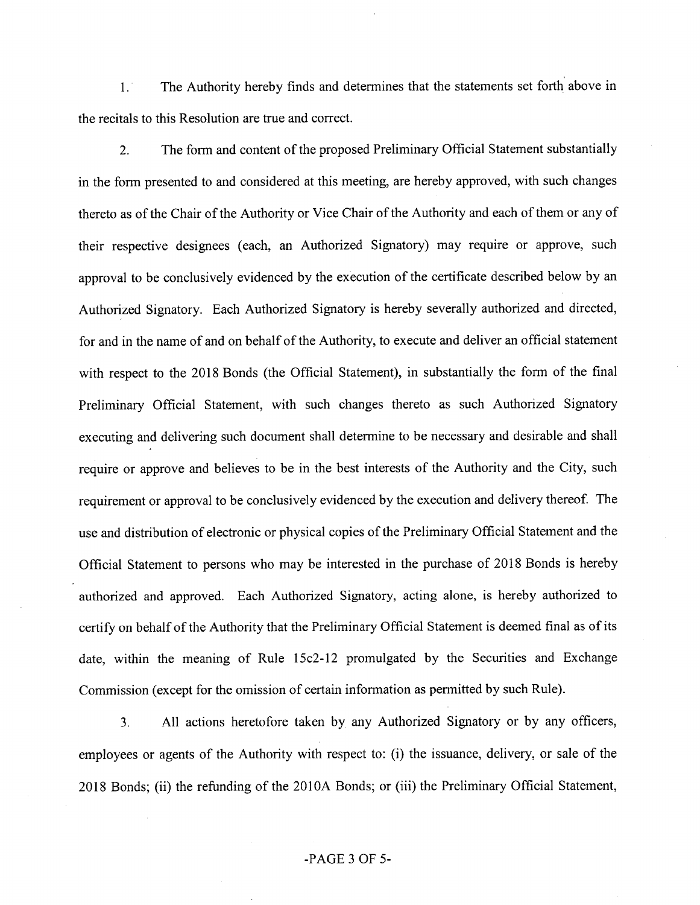1. The Authority hereby finds and determines that the statements set forth above in the recitals to this Resolution are true and correct.

2. The form and content of the proposed Preliminary Official Statement substantially in the form presented to and considered at this meeting, are hereby approved, with such changes thereto as of the Chair of the Authority or Vice Chair of the Authority and each of them or any of their respective designees (each, an Authorized Signatory) may require or approve, such approval to be conclusively evidenced by the execution of the certificate described below by an Authorized Signatory. Each Authorized Signatory is hereby severally authorized and directed, for and in the name of and on behalf of the Authority, to execute and deliver an official statement with respect to the 2018 Bonds (the Official Statement), in substantially the form of the final Preliminary Official Statement, with such changes thereto as such Authorized Signatory executing and delivering such document shall determine to be necessary and desirable and shall require or approve and believes to be in the best interests of the Authority and the City, such requirement or approval to be conclusively evidenced by the execution and delivery thereof. The use and distribution of electronic or physical copies of the Preliminary Official Statement and the Official Statement to persons who may be interested in the purchase of 2018 Bonds is hereby authorized and approved. Each Authorized Signatory, acting alone, is hereby authorized to certify on behalf of the Authority that the Preliminary Official Statement is deemed final as of its date, within the meaning of Rule 15c2-12 promulgated by the Securities and Exchange Commission (except for the omission of certain information as permitted by such Rule).

3. All actions heretofore taken by any Authorized Signatory or by any officers, employees or agents of the Authority with respect to: (i) the issuance, delivery, or sale of the 2018 Bonds; (ii) the refunding of the 2010A Bonds; or (iii) the Preliminary Official Statement,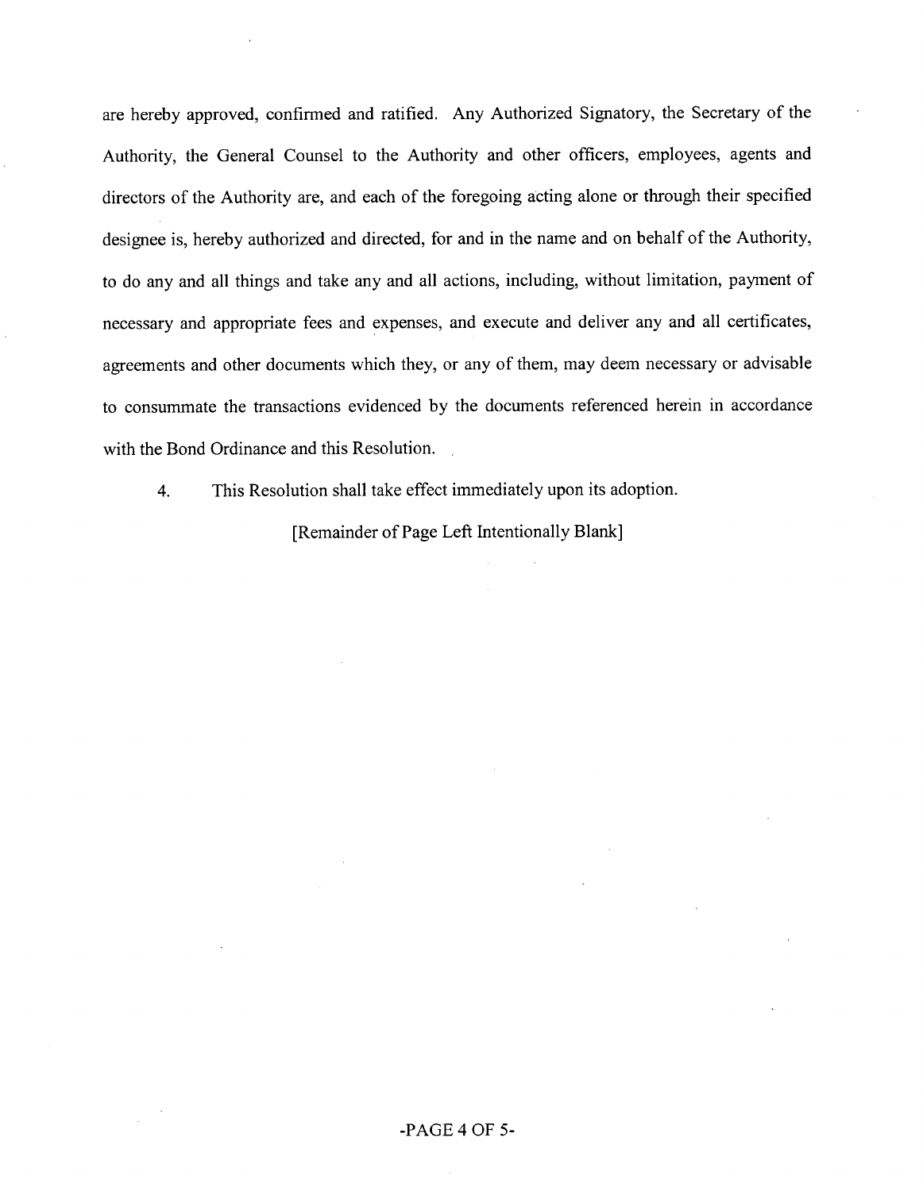are hereby approved, confirmed and ratified. Any Authorized Signatory, the Secretary of the Authority, the General Counsel to the Authority and other officers, employees, agents and directors of the Authority are, and each of the foregoing acting alone or through their specified designee is, hereby authorized and directed, for and in the name and on behalf of the Authority, to do any and all things and take any and all actions, including, without limitation, payment of necessary and appropriate fees and expenses, and execute and deliver any and all certificates, agreements and other documents which they, or any of them, may deem necessary or advisable to consummate the transactions evidenced by the documents referenced herein in accordance with the Bond Ordinance and this Resolution.

4. This Resolution shall take effect immediately upon its adoption.

[Remainder of Page Left Intentionally Blank]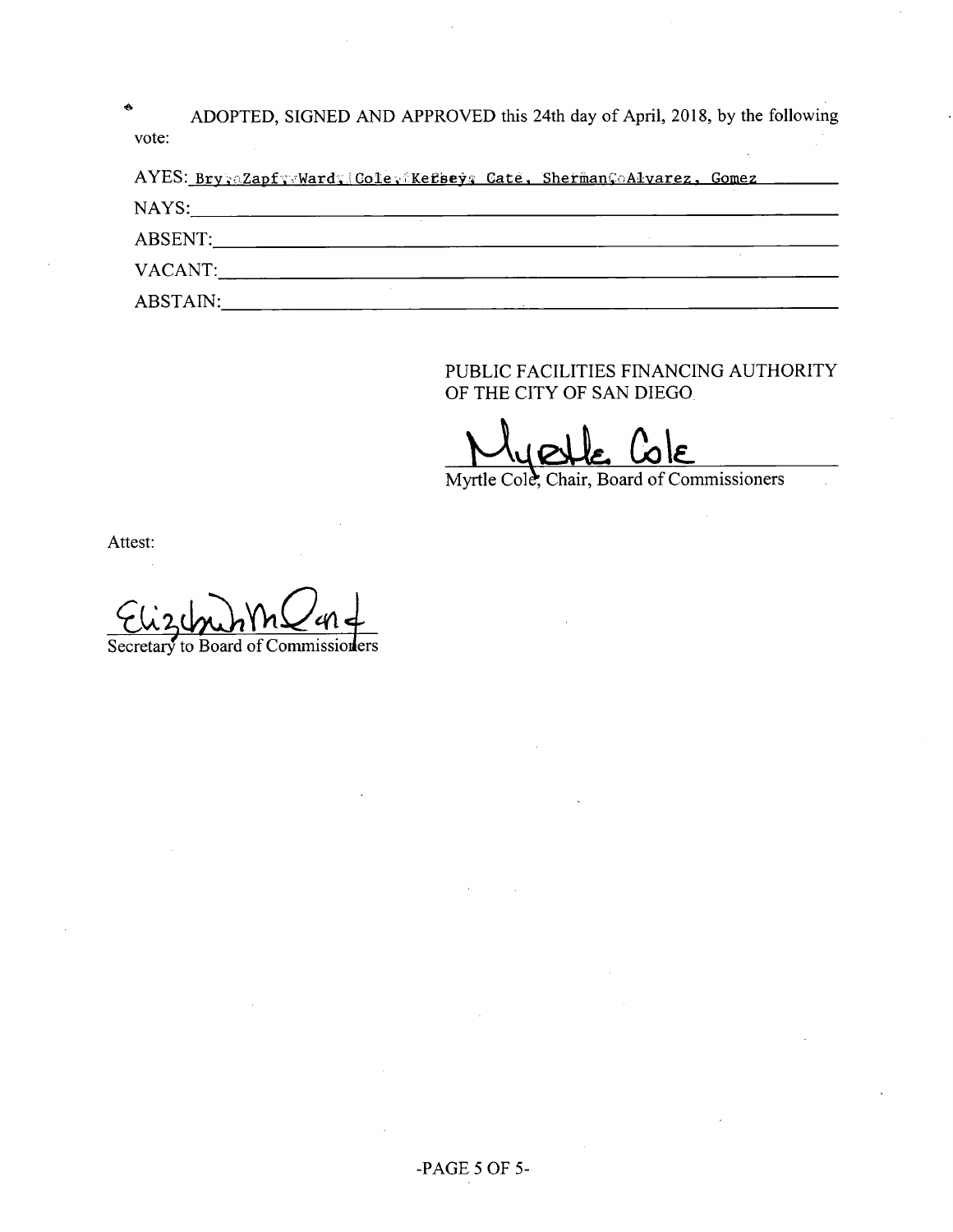ADOPTED, SIGNED AND APPROVED this 24th day of April, 2018, by the following vote:

AYES: Bry, Zapf, Ward, Cole, Kersey, Cate, Sherman, Alvarez, Gomez

NAYS:

ABSENT:

VACANT:

ABSTAIN:

PUBLIC FACILITIES FINANCING AUTHORITY
OF THE CITY OF SAN DIEGO

Myrtle Cole

Myrtle Cole, Chair, Board of Commissioners

Attest:

Elizabeth Maland

Secretary to Board of Commissioners